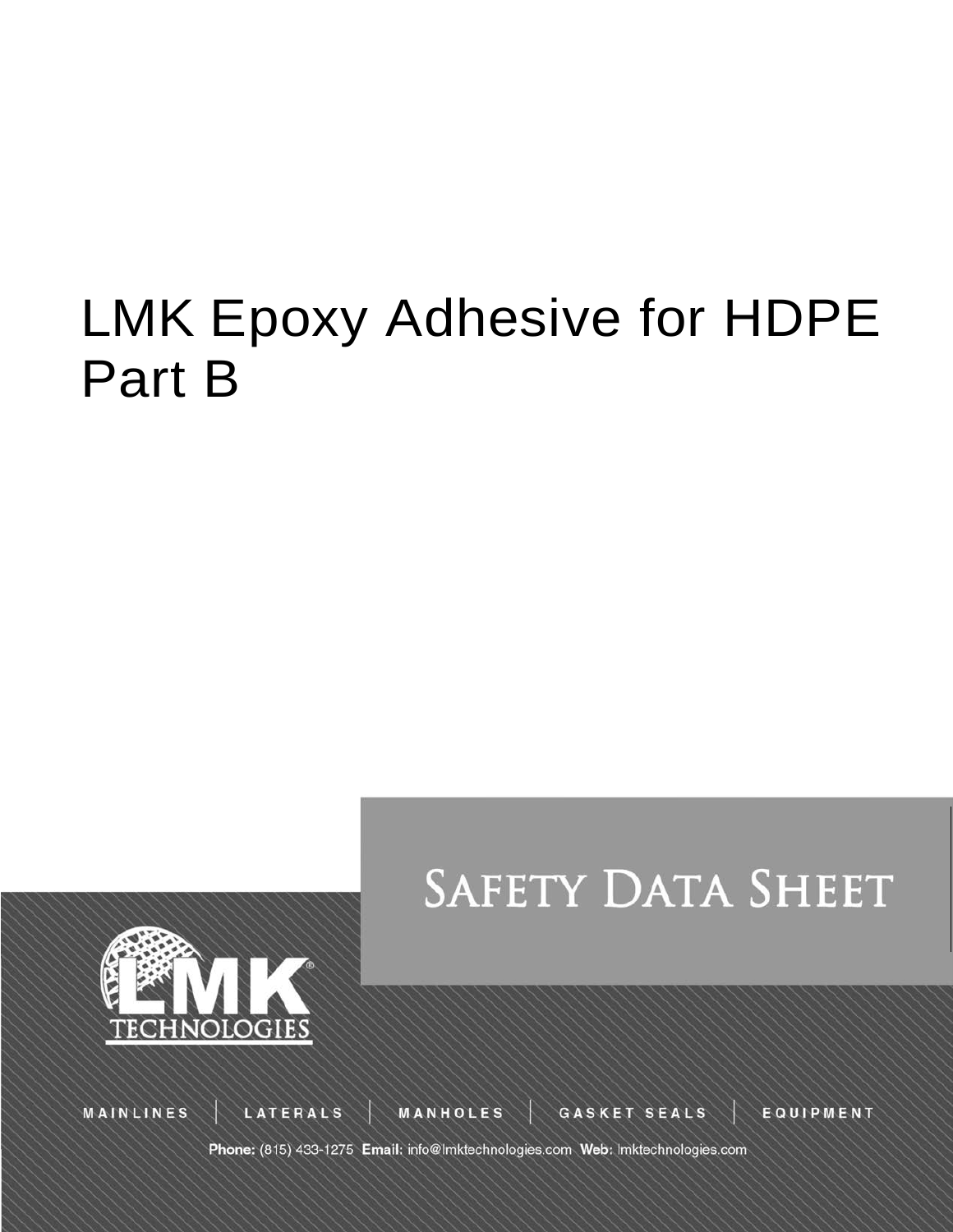# LMK Epoxy Adhesive for HDPE Part B

SAFETY DATA SHEET

LMK TECHNOLOGIES

MAINLINES | LATERALS | MANHOLES | GASKET SEALS | EQUIPMENT

**Phone:** (815) 433-1275 **Email:** info@lmktechnologies.com **Web:** lmktechnologies.com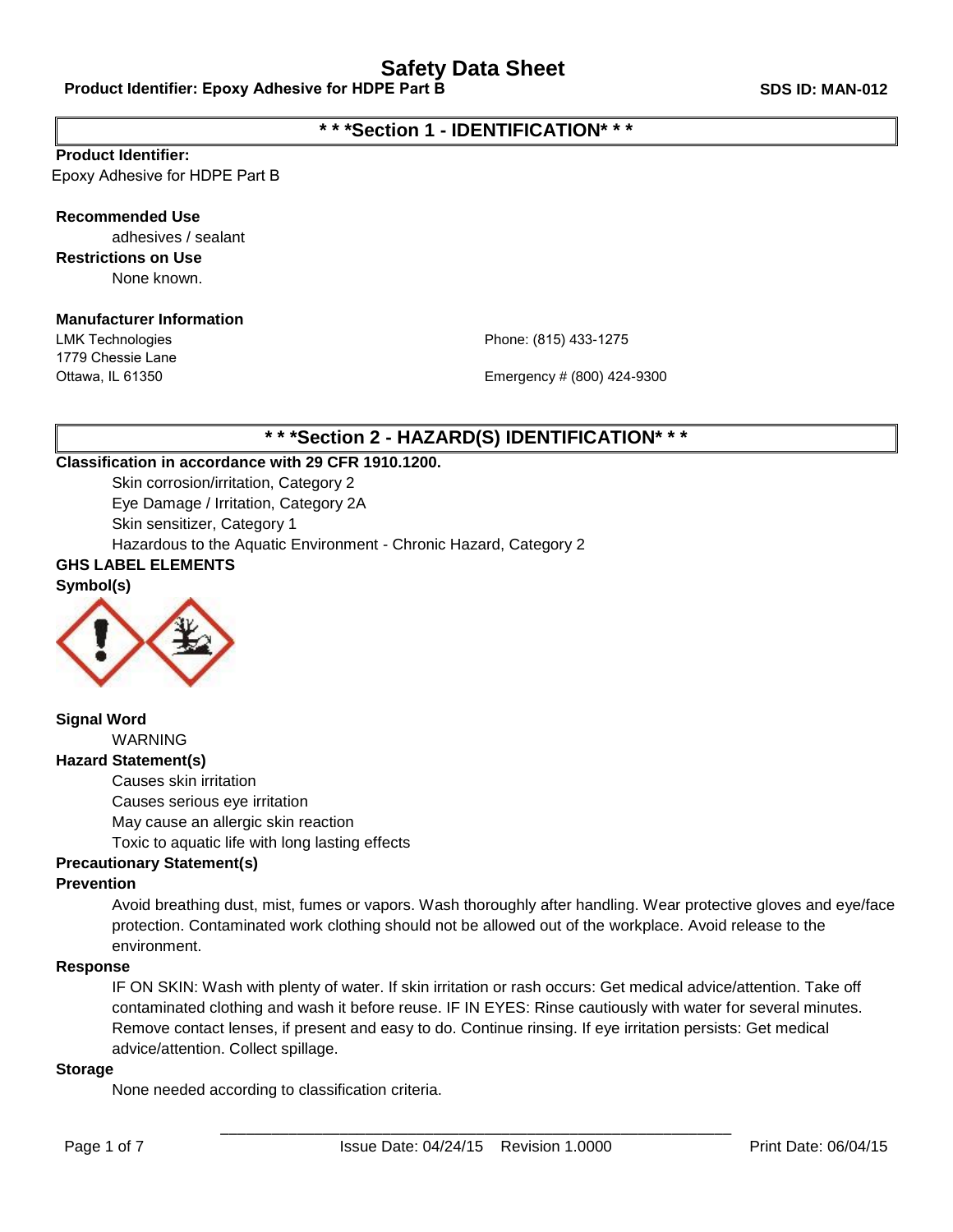# Safety Data Sheet

**Product Identifier: Epoxy Adhesive for HDPE Part B** **SDS ID: MAN-012**

## * * *Section 1 - IDENTIFICATION* * *

**Product Identifier:**

Epoxy Adhesive for HDPE Part B

**Recommended Use**

adhesives / sealant

**Restrictions on Use**

None known.

**Manufacturer Information**

LMK Technologies
1779 Chessie Lane
Ottawa, IL 61350

Phone: (815) 433-1275

Emergency # (800) 424-9300

## * * *Section 2 - HAZARD(S) IDENTIFICATION* * *

**Classification in accordance with 29 CFR 1910.1200.**

Skin corrosion/irritation, Category 2
Eye Damage / Irritation, Category 2A
Skin sensitizer, Category 1
Hazardous to the Aquatic Environment - Chronic Hazard, Category 2

**GHS LABEL ELEMENTS**

**Symbol(s)**

**Signal Word**

WARNING

**Hazard Statement(s)**

Causes skin irritation
Causes serious eye irritation
May cause an allergic skin reaction
Toxic to aquatic life with long lasting effects

**Precautionary Statement(s)**

**Prevention**

Avoid breathing dust, mist, fumes or vapors. Wash thoroughly after handling. Wear protective gloves and eye/face protection. Contaminated work clothing should not be allowed out of the workplace. Avoid release to the environment.

**Response**

IF ON SKIN: Wash with plenty of water. If skin irritation or rash occurs: Get medical advice/attention. Take off contaminated clothing and wash it before reuse. IF IN EYES: Rinse cautiously with water for several minutes. Remove contact lenses, if present and easy to do. Continue rinsing. If eye irritation persists: Get medical advice/attention. Collect spillage.

**Storage**

None needed according to classification criteria.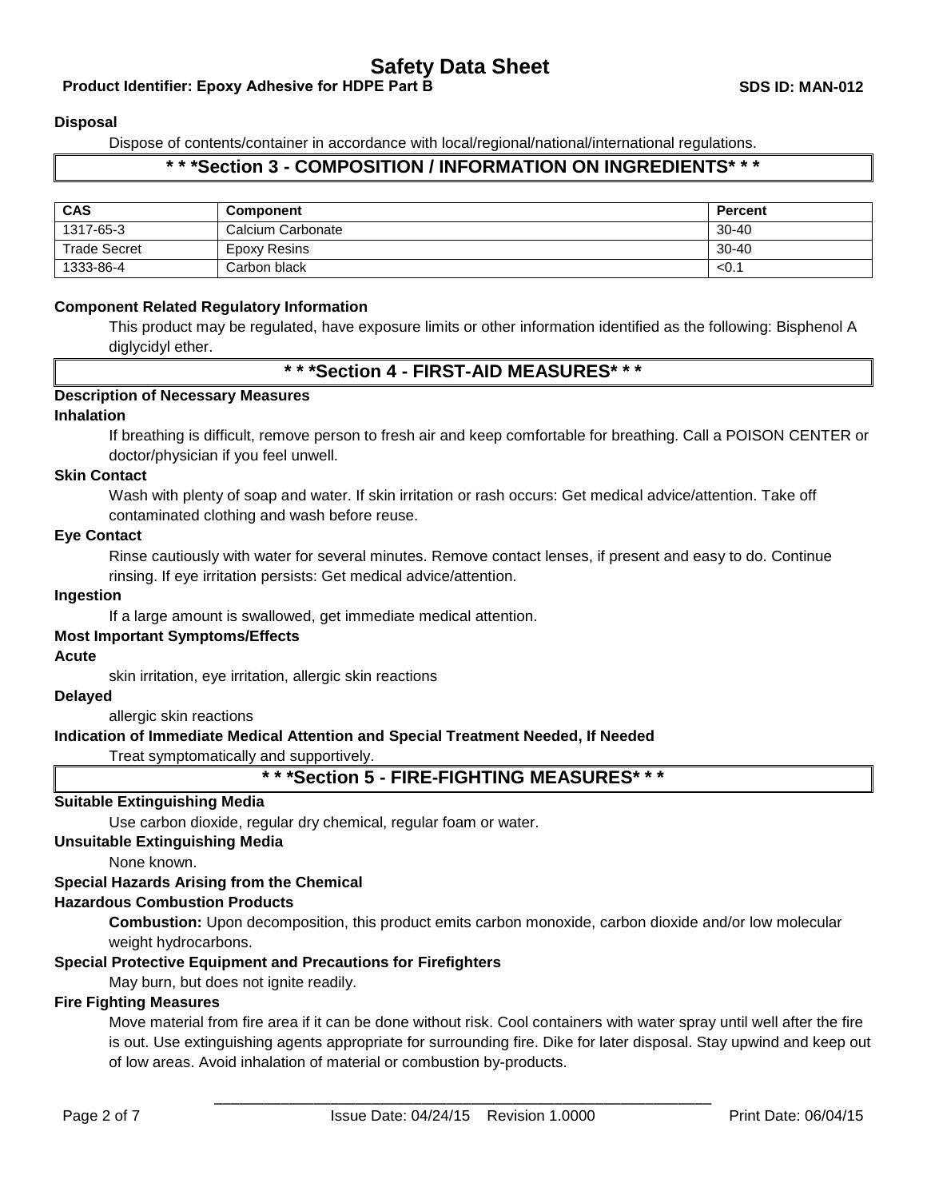#### Disposal

Dispose of contents/container in accordance with local/regional/national/international regulations.

## * * *Section 3 - COMPOSITION / INFORMATION ON INGREDIENTS* * *

| CAS | Component | Percent |
|---|---|---|
| 1317-65-3 | Calcium Carbonate | 30-40 |
| Trade Secret | Epoxy Resins | 30-40 |
| 1333-86-4 | Carbon black | <0.1 |

#### Component Related Regulatory Information

This product may be regulated, have exposure limits or other information identified as the following: Bisphenol A diglycidyl ether.

## * * *Section 4 - FIRST-AID MEASURES* * *

#### Description of Necessary Measures

#### Inhalation

If breathing is difficult, remove person to fresh air and keep comfortable for breathing. Call a POISON CENTER or doctor/physician if you feel unwell.

#### Skin Contact

Wash with plenty of soap and water. If skin irritation or rash occurs: Get medical advice/attention. Take off contaminated clothing and wash before reuse.

#### Eye Contact

Rinse cautiously with water for several minutes. Remove contact lenses, if present and easy to do. Continue rinsing. If eye irritation persists: Get medical advice/attention.

#### Ingestion

If a large amount is swallowed, get immediate medical attention.

#### Most Important Symptoms/Effects

#### Acute

skin irritation, eye irritation, allergic skin reactions

#### Delayed

allergic skin reactions

#### Indication of Immediate Medical Attention and Special Treatment Needed, If Needed

Treat symptomatically and supportively.

## * * *Section 5 - FIRE-FIGHTING MEASURES* * *

#### Suitable Extinguishing Media

Use carbon dioxide, regular dry chemical, regular foam or water.

#### Unsuitable Extinguishing Media

None known.

#### Special Hazards Arising from the Chemical

#### Hazardous Combustion Products

**Combustion:** Upon decomposition, this product emits carbon monoxide, carbon dioxide and/or low molecular weight hydrocarbons.

#### Special Protective Equipment and Precautions for Firefighters

May burn, but does not ignite readily.

#### Fire Fighting Measures

Move material from fire area if it can be done without risk. Cool containers with water spray until well after the fire is out. Use extinguishing agents appropriate for surrounding fire. Dike for later disposal. Stay upwind and keep out of low areas. Avoid inhalation of material or combustion by-products.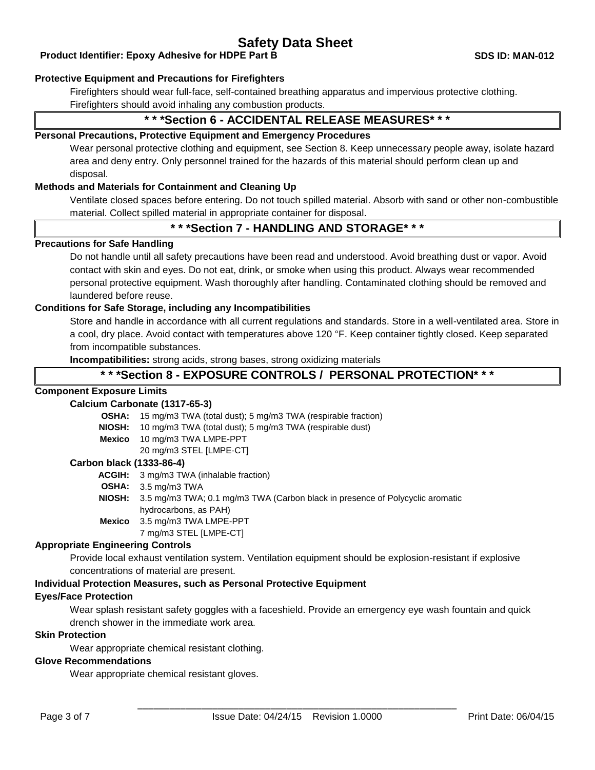**Protective Equipment and Precautions for Firefighters**

Firefighters should wear full-face, self-contained breathing apparatus and impervious protective clothing. Firefighters should avoid inhaling any combustion products.

## * * *Section 6 - ACCIDENTAL RELEASE MEASURES* * *

**Personal Precautions, Protective Equipment and Emergency Procedures**

Wear personal protective clothing and equipment, see Section 8. Keep unnecessary people away, isolate hazard area and deny entry. Only personnel trained for the hazards of this material should perform clean up and disposal.

**Methods and Materials for Containment and Cleaning Up**

Ventilate closed spaces before entering. Do not touch spilled material. Absorb with sand or other non-combustible material. Collect spilled material in appropriate container for disposal.

## * * *Section 7 - HANDLING AND STORAGE* * *

**Precautions for Safe Handling**

Do not handle until all safety precautions have been read and understood. Avoid breathing dust or vapor. Avoid contact with skin and eyes. Do not eat, drink, or smoke when using this product. Always wear recommended personal protective equipment. Wash thoroughly after handling. Contaminated clothing should be removed and laundered before reuse.

**Conditions for Safe Storage, including any Incompatibilities**

Store and handle in accordance with all current regulations and standards. Store in a well-ventilated area. Store in a cool, dry place. Avoid contact with temperatures above 120 °F. Keep container tightly closed. Keep separated from incompatible substances.

**Incompatibilities:** strong acids, strong bases, strong oxidizing materials

## * * *Section 8 - EXPOSURE CONTROLS / PERSONAL PROTECTION* * *

**Component Exposure Limits**

**Calcium Carbonate (1317-65-3)**

**OSHA:** 15 mg/m3 TWA (total dust); 5 mg/m3 TWA (respirable fraction)
**NIOSH:** 10 mg/m3 TWA (total dust); 5 mg/m3 TWA (respirable dust)
**Mexico** 10 mg/m3 TWA LMPE-PPT
20 mg/m3 STEL [LMPE-CT]

**Carbon black (1333-86-4)**

**ACGIH:** 3 mg/m3 TWA (inhalable fraction)
**OSHA:** 3.5 mg/m3 TWA
**NIOSH:** 3.5 mg/m3 TWA; 0.1 mg/m3 TWA (Carbon black in presence of Polycyclic aromatic hydrocarbons, as PAH)
**Mexico** 3.5 mg/m3 TWA LMPE-PPT
7 mg/m3 STEL [LMPE-CT]

**Appropriate Engineering Controls**

Provide local exhaust ventilation system. Ventilation equipment should be explosion-resistant if explosive concentrations of material are present.

**Individual Protection Measures, such as Personal Protective Equipment**

**Eyes/Face Protection**

Wear splash resistant safety goggles with a faceshield. Provide an emergency eye wash fountain and quick drench shower in the immediate work area.

**Skin Protection**

Wear appropriate chemical resistant clothing.

**Glove Recommendations**

Wear appropriate chemical resistant gloves.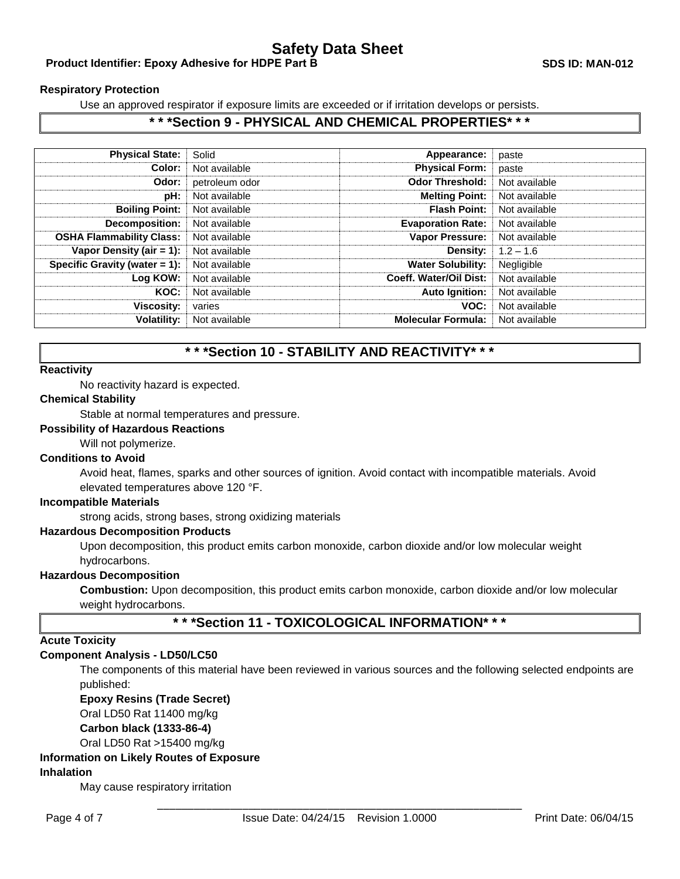**Respiratory Protection**

Use an approved respirator if exposure limits are exceeded or if irritation develops or persists.

## * * *Section 9 - PHYSICAL AND CHEMICAL PROPERTIES* * *

| | | | |
|---|---|---|---|
| **Physical State:** | Solid | **Appearance:** | paste |
| **Color:** | Not available | **Physical Form:** | paste |
| **Odor:** | petroleum odor | **Odor Threshold:** | Not available |
| **pH:** | Not available | **Melting Point:** | Not available |
| **Boiling Point:** | Not available | **Flash Point:** | Not available |
| **Decomposition:** | Not available | **Evaporation Rate:** | Not available |
| **OSHA Flammability Class:** | Not available | **Vapor Pressure:** | Not available |
| **Vapor Density (air = 1):** | Not available | **Density:** | 1.2 – 1.6 |
| **Specific Gravity (water = 1):** | Not available | **Water Solubility:** | Negligible |
| **Log KOW:** | Not available | **Coeff. Water/Oil Dist:** | Not available |
| **KOC:** | Not available | **Auto Ignition:** | Not available |
| **Viscosity:** | varies | **VOC:** | Not available |
| **Volatility:** | Not available | **Molecular Formula:** | Not available |

## * * *Section 10 - STABILITY AND REACTIVITY* * *

**Reactivity**

No reactivity hazard is expected.

**Chemical Stability**

Stable at normal temperatures and pressure.

**Possibility of Hazardous Reactions**

Will not polymerize.

**Conditions to Avoid**

Avoid heat, flames, sparks and other sources of ignition. Avoid contact with incompatible materials. Avoid elevated temperatures above 120 °F.

**Incompatible Materials**

strong acids, strong bases, strong oxidizing materials

**Hazardous Decomposition Products**

Upon decomposition, this product emits carbon monoxide, carbon dioxide and/or low molecular weight hydrocarbons.

**Hazardous Decomposition**

**Combustion:** Upon decomposition, this product emits carbon monoxide, carbon dioxide and/or low molecular weight hydrocarbons.

## * * *Section 11 - TOXICOLOGICAL INFORMATION* * *

**Acute Toxicity**

**Component Analysis - LD50/LC50**

The components of this material have been reviewed in various sources and the following selected endpoints are published:

**Epoxy Resins (Trade Secret)**

Oral LD50 Rat 11400 mg/kg

**Carbon black (1333-86-4)**

Oral LD50 Rat >15400 mg/kg

**Information on Likely Routes of Exposure**

**Inhalation**

May cause respiratory irritation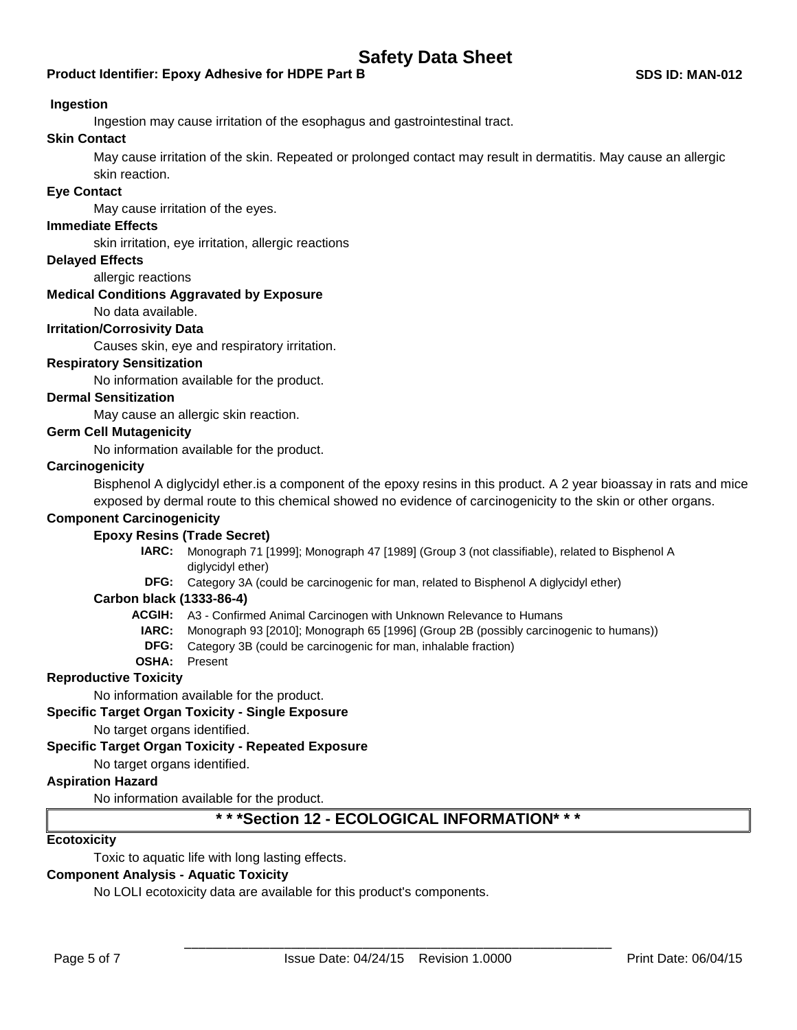**Ingestion**

Ingestion may cause irritation of the esophagus and gastrointestinal tract.

**Skin Contact**

May cause irritation of the skin. Repeated or prolonged contact may result in dermatitis. May cause an allergic skin reaction.

**Eye Contact**

May cause irritation of the eyes.

**Immediate Effects**

skin irritation, eye irritation, allergic reactions

**Delayed Effects**

allergic reactions

**Medical Conditions Aggravated by Exposure**

No data available.

**Irritation/Corrosivity Data**

Causes skin, eye and respiratory irritation.

**Respiratory Sensitization**

No information available for the product.

**Dermal Sensitization**

May cause an allergic skin reaction.

**Germ Cell Mutagenicity**

No information available for the product.

**Carcinogenicity**

Bisphenol A diglycidyl ether.is a component of the epoxy resins in this product. A 2 year bioassay in rats and mice exposed by dermal route to this chemical showed no evidence of carcinogenicity to the skin or other organs.

**Component Carcinogenicity**

**Epoxy Resins (Trade Secret)**

- **IARC:** Monograph 71 [1999]; Monograph 47 [1989] (Group 3 (not classifiable), related to Bisphenol A diglycidyl ether)
- **DFG:** Category 3A (could be carcinogenic for man, related to Bisphenol A diglycidyl ether)

**Carbon black (1333-86-4)**

- **ACGIH:** A3 - Confirmed Animal Carcinogen with Unknown Relevance to Humans
- **IARC:** Monograph 93 [2010]; Monograph 65 [1996] (Group 2B (possibly carcinogenic to humans))
- **DFG:** Category 3B (could be carcinogenic for man, inhalable fraction)
- **OSHA:** Present

**Reproductive Toxicity**

No information available for the product.

**Specific Target Organ Toxicity - Single Exposure**

No target organs identified.

**Specific Target Organ Toxicity - Repeated Exposure**

No target organs identified.

**Aspiration Hazard**

No information available for the product.

## * * *Section 12 - ECOLOGICAL INFORMATION* * *

**Ecotoxicity**

Toxic to aquatic life with long lasting effects.

**Component Analysis - Aquatic Toxicity**

No LOLI ecotoxicity data are available for this product's components.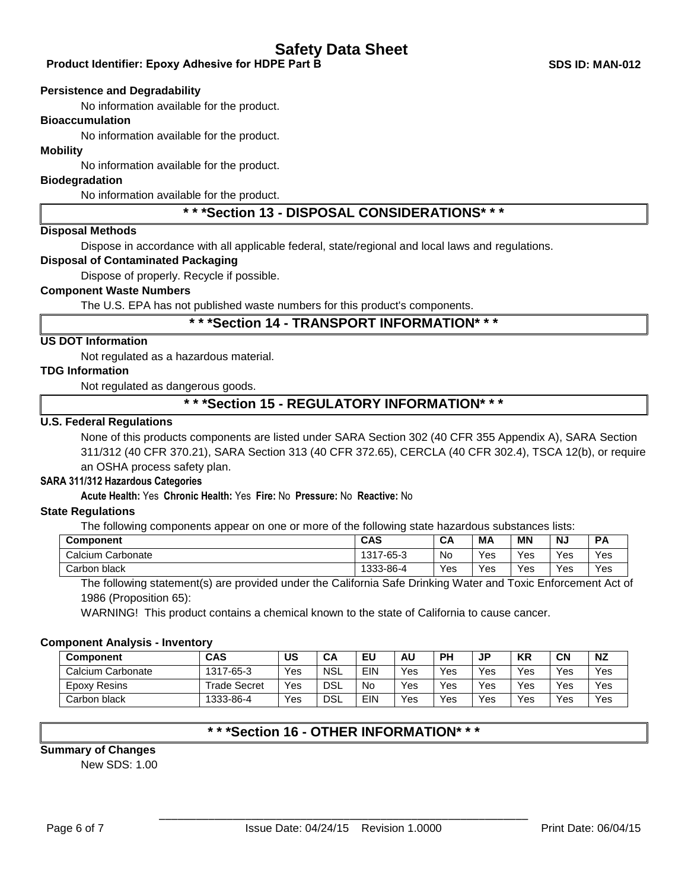**Persistence and Degradability**

No information available for the product.

**Bioaccumulation**

No information available for the product.

**Mobility**

No information available for the product.

**Biodegradation**

No information available for the product.

## * * *Section 13 - DISPOSAL CONSIDERATIONS* * *

**Disposal Methods**

Dispose in accordance with all applicable federal, state/regional and local laws and regulations.

**Disposal of Contaminated Packaging**

Dispose of properly. Recycle if possible.

**Component Waste Numbers**

The U.S. EPA has not published waste numbers for this product's components.

## * * *Section 14 - TRANSPORT INFORMATION* * *

**US DOT Information**

Not regulated as a hazardous material.

**TDG Information**

Not regulated as dangerous goods.

## * * *Section 15 - REGULATORY INFORMATION* * *

**U.S. Federal Regulations**

None of this products components are listed under SARA Section 302 (40 CFR 355 Appendix A), SARA Section 311/312 (40 CFR 370.21), SARA Section 313 (40 CFR 372.65), CERCLA (40 CFR 302.4), TSCA 12(b), or require an OSHA process safety plan.

**SARA 311/312 Hazardous Categories**

**Acute Health:** Yes **Chronic Health:** Yes **Fire:** No **Pressure:** No **Reactive:** No

**State Regulations**

The following components appear on one or more of the following state hazardous substances lists:

| Component | CAS | CA | MA | MN | NJ | PA |
|---|---|---|---|---|---|---|
| Calcium Carbonate | 1317-65-3 | No | Yes | Yes | Yes | Yes |
| Carbon black | 1333-86-4 | Yes | Yes | Yes | Yes | Yes |

The following statement(s) are provided under the California Safe Drinking Water and Toxic Enforcement Act of 1986 (Proposition 65):

WARNING! This product contains a chemical known to the state of California to cause cancer.

**Component Analysis - Inventory**

| Component | CAS | US | CA | EU | AU | PH | JP | KR | CN | NZ |
|---|---|---|---|---|---|---|---|---|---|---|
| Calcium Carbonate | 1317-65-3 | Yes | NSL | EIN | Yes | Yes | Yes | Yes | Yes | Yes |
| Epoxy Resins | Trade Secret | Yes | DSL | No | Yes | Yes | Yes | Yes | Yes | Yes |
| Carbon black | 1333-86-4 | Yes | DSL | EIN | Yes | Yes | Yes | Yes | Yes | Yes |

## * * *Section 16 - OTHER INFORMATION* * *

**Summary of Changes**

New SDS: 1.00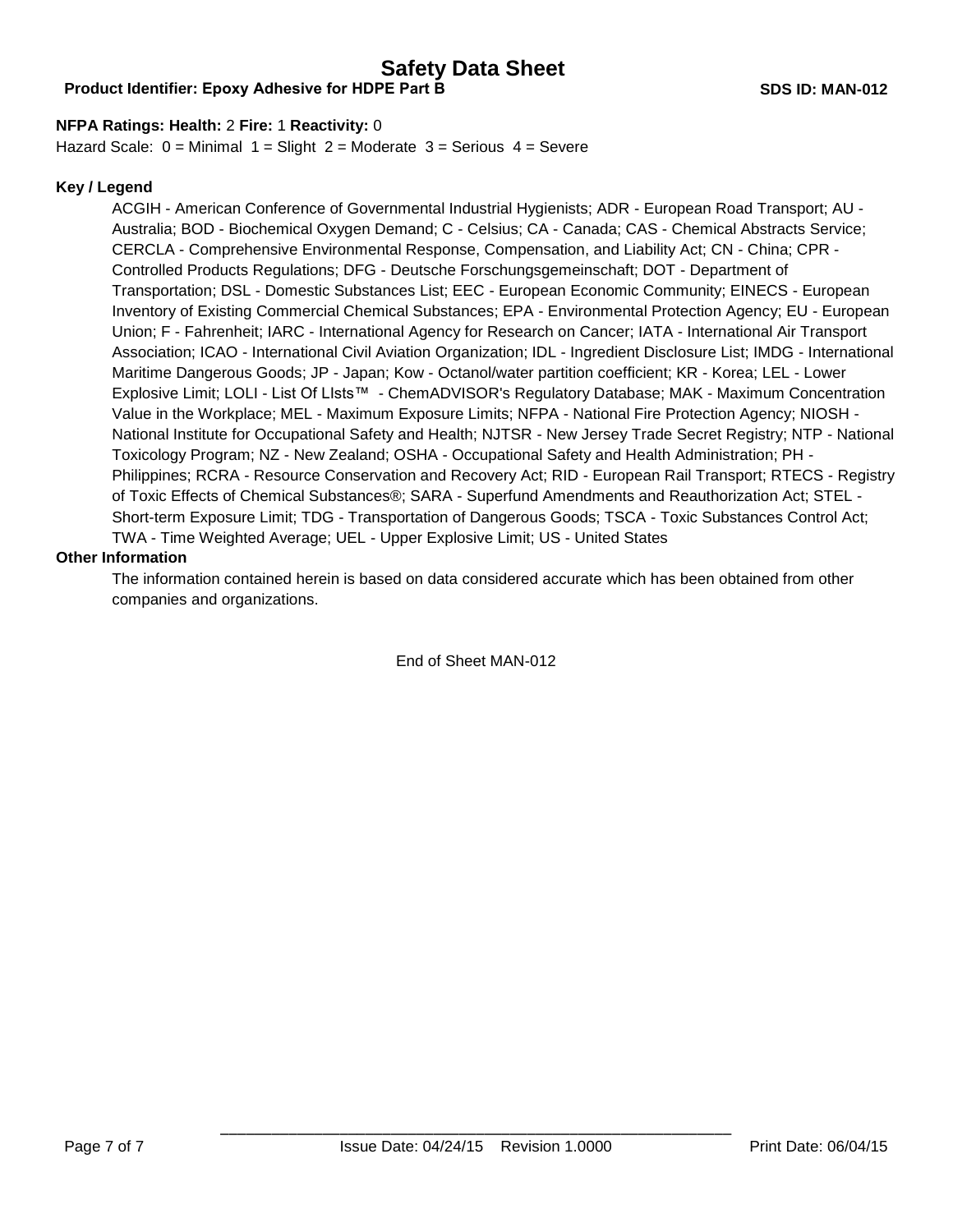**NFPA Ratings: Health:** 2 **Fire:** 1 **Reactivity:** 0

Hazard Scale: 0 = Minimal 1 = Slight 2 = Moderate 3 = Serious 4 = Severe

### Key / Legend

ACGIH - American Conference of Governmental Industrial Hygienists; ADR - European Road Transport; AU - Australia; BOD - Biochemical Oxygen Demand; C - Celsius; CA - Canada; CAS - Chemical Abstracts Service; CERCLA - Comprehensive Environmental Response, Compensation, and Liability Act; CN - China; CPR - Controlled Products Regulations; DFG - Deutsche Forschungsgemeinschaft; DOT - Department of Transportation; DSL - Domestic Substances List; EEC - European Economic Community; EINECS - European Inventory of Existing Commercial Chemical Substances; EPA - Environmental Protection Agency; EU - European Union; F - Fahrenheit; IARC - International Agency for Research on Cancer; IATA - International Air Transport Association; ICAO - International Civil Aviation Organization; IDL - Ingredient Disclosure List; IMDG - International Maritime Dangerous Goods; JP - Japan; Kow - Octanol/water partition coefficient; KR - Korea; LEL - Lower Explosive Limit; LOLI - List Of LIsts™ - ChemADVISOR's Regulatory Database; MAK - Maximum Concentration Value in the Workplace; MEL - Maximum Exposure Limits; NFPA - National Fire Protection Agency; NIOSH - National Institute for Occupational Safety and Health; NJTSR - New Jersey Trade Secret Registry; NTP - National Toxicology Program; NZ - New Zealand; OSHA - Occupational Safety and Health Administration; PH - Philippines; RCRA - Resource Conservation and Recovery Act; RID - European Rail Transport; RTECS - Registry of Toxic Effects of Chemical Substances®; SARA - Superfund Amendments and Reauthorization Act; STEL - Short-term Exposure Limit; TDG - Transportation of Dangerous Goods; TSCA - Toxic Substances Control Act; TWA - Time Weighted Average; UEL - Upper Explosive Limit; US - United States

### Other Information

The information contained herein is based on data considered accurate which has been obtained from other companies and organizations.

End of Sheet MAN-012